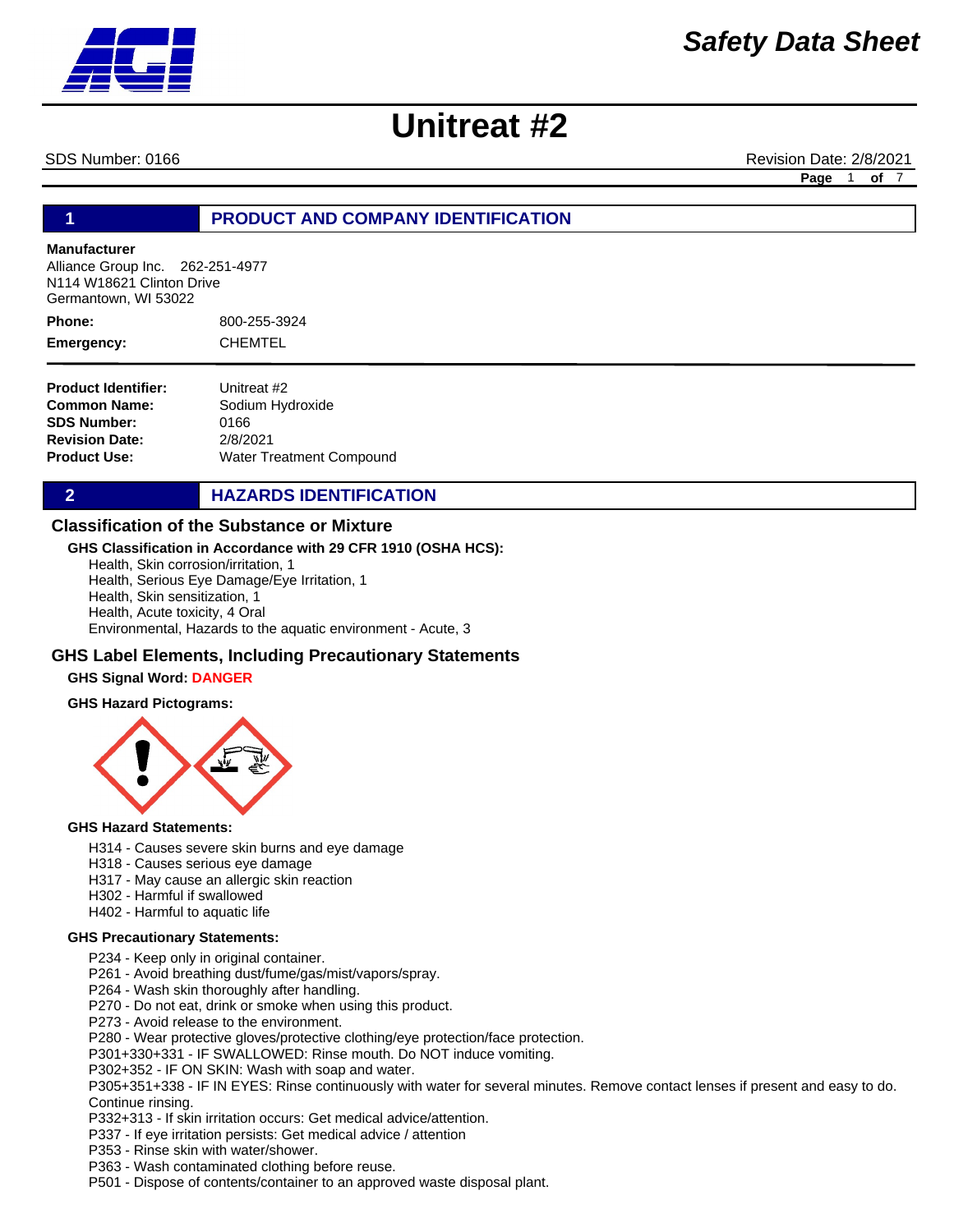# Safety Data Sheet

# Unitreat #2

SDS Number: 0166 Revision Date: 2/8/2021

## 1 PRODUCT AND COMPANY IDENTIFICATION

**Manufacturer**
Alliance Group Inc. 262-251-4977
N114 W18621 Clinton Drive
Germantown, WI 53022

**Phone:** 800-255-3924
**Emergency:** CHEMTEL

**Product Identifier:** Unitreat #2
**Common Name:** Sodium Hydroxide
**SDS Number:** 0166
**Revision Date:** 2/8/2021
**Product Use:** Water Treatment Compound

## 2 HAZARDS IDENTIFICATION

### Classification of the Substance or Mixture

**GHS Classification in Accordance with 29 CFR 1910 (OSHA HCS):**

Health, Skin corrosion/irritation, 1
Health, Serious Eye Damage/Eye Irritation, 1
Health, Skin sensitization, 1
Health, Acute toxicity, 4 Oral
Environmental, Hazards to the aquatic environment - Acute, 3

### GHS Label Elements, Including Precautionary Statements

**GHS Signal Word: DANGER**

**GHS Hazard Pictograms:**

**GHS Hazard Statements:**

H314 - Causes severe skin burns and eye damage
H318 - Causes serious eye damage
H317 - May cause an allergic skin reaction
H302 - Harmful if swallowed
H402 - Harmful to aquatic life

**GHS Precautionary Statements:**

P234 - Keep only in original container.
P261 - Avoid breathing dust/fume/gas/mist/vapors/spray.
P264 - Wash skin thoroughly after handling.
P270 - Do not eat, drink or smoke when using this product.
P273 - Avoid release to the environment.
P280 - Wear protective gloves/protective clothing/eye protection/face protection.
P301+330+331 - IF SWALLOWED: Rinse mouth. Do NOT induce vomiting.
P302+352 - IF ON SKIN: Wash with soap and water.
P305+351+338 - IF IN EYES: Rinse continuously with water for several minutes. Remove contact lenses if present and easy to do. Continue rinsing.
P332+313 - If skin irritation occurs: Get medical advice/attention.
P337 - If eye irritation persists: Get medical advice / attention
P353 - Rinse skin with water/shower.
P363 - Wash contaminated clothing before reuse.
P501 - Dispose of contents/container to an approved waste disposal plant.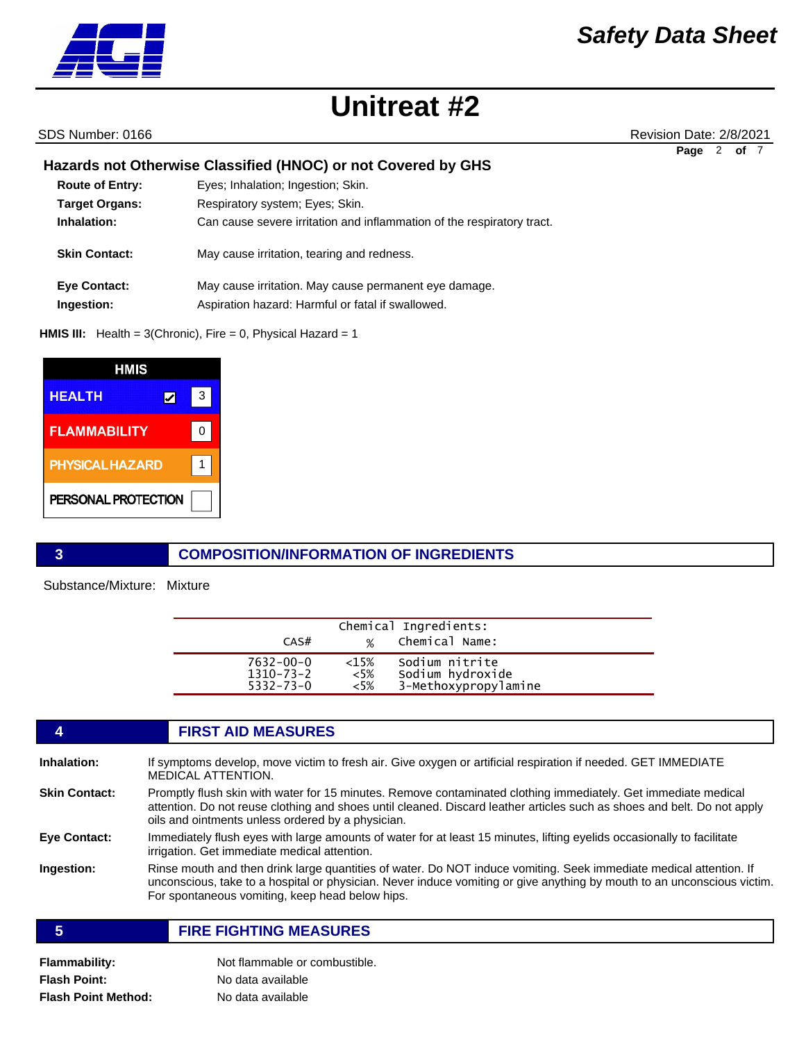### Hazards not Otherwise Classified (HNOC) or not Covered by GHS

**Route of Entry:** Eyes; Inhalation; Ingestion; Skin.

**Target Organs:** Respiratory system; Eyes; Skin.

**Inhalation:** Can cause severe irritation and inflammation of the respiratory tract.

**Skin Contact:** May cause irritation, tearing and redness.

**Eye Contact:** May cause irritation. May cause permanent eye damage.

**Ingestion:** Aspiration hazard: Harmful or fatal if swallowed.

**HMIS III:** Health = 3(Chronic), Fire = 0, Physical Hazard = 1

| HMIS | |
|---|---|
| HEALTH ☑ | 3 |
| FLAMMABILITY | 0 |
| PHYSICAL HAZARD | 1 |
| PERSONAL PROTECTION | |

## 3 COMPOSITION/INFORMATION OF INGREDIENTS

Substance/Mixture: Mixture

| CAS# | % | Chemical Ingredients: Chemical Name: |
|---|---|---|
| 7632-00-0 | <15% | Sodium nitrite |
| 1310-73-2 | <5% | Sodium hydroxide |
| 5332-73-0 | <5% | 3-Methoxypropylamine |

## 4 FIRST AID MEASURES

**Inhalation:** If symptoms develop, move victim to fresh air. Give oxygen or artificial respiration if needed. GET IMMEDIATE MEDICAL ATTENTION.

**Skin Contact:** Promptly flush skin with water for 15 minutes. Remove contaminated clothing immediately. Get immediate medical attention. Do not reuse clothing and shoes until cleaned. Discard leather articles such as shoes and belt. Do not apply oils and ointments unless ordered by a physician.

**Eye Contact:** Immediately flush eyes with large amounts of water for at least 15 minutes, lifting eyelids occasionally to facilitate irrigation. Get immediate medical attention.

**Ingestion:** Rinse mouth and then drink large quantities of water. Do NOT induce vomiting. Seek immediate medical attention. If unconscious, take to a hospital or physician. Never induce vomiting or give anything by mouth to an unconscious victim. For spontaneous vomiting, keep head below hips.

## 5 FIRE FIGHTING MEASURES

**Flammability:** Not flammable or combustible.

**Flash Point:** No data available

**Flash Point Method:** No data available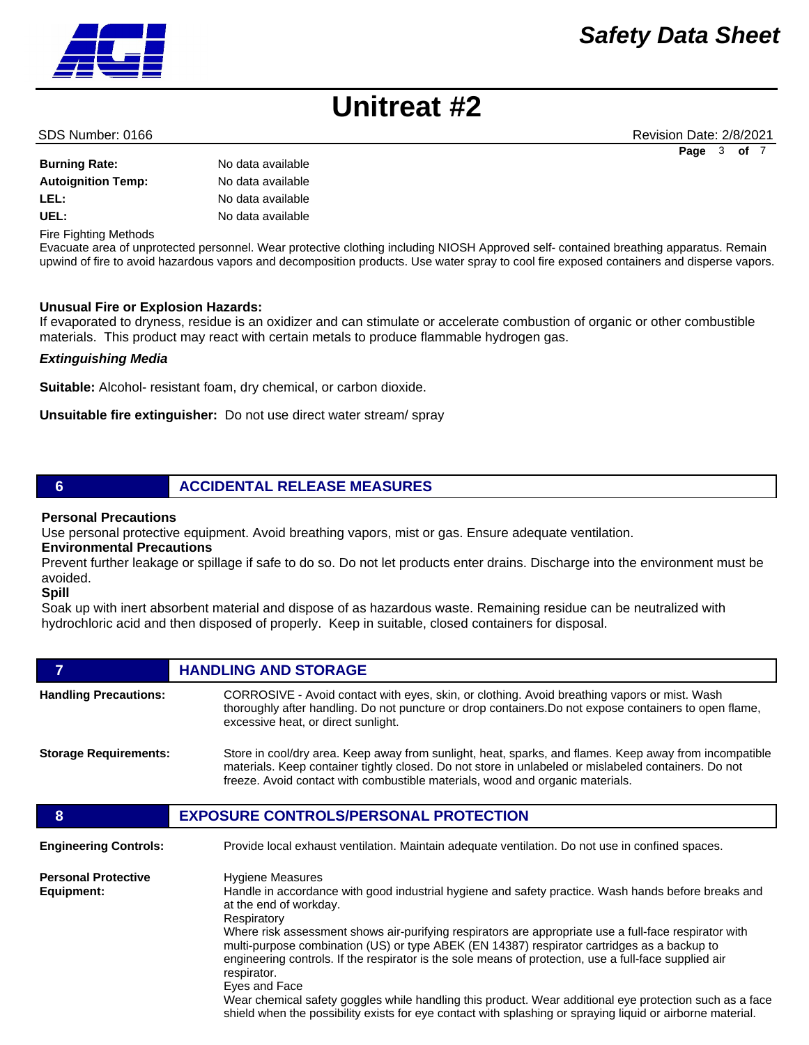| | |
|---|---|
| **Burning Rate:** | No data available |
| **Autoignition Temp:** | No data available |
| **LEL:** | No data available |
| **UEL:** | No data available |

Fire Fighting Methods

Evacuate area of unprotected personnel. Wear protective clothing including NIOSH Approved self- contained breathing apparatus. Remain upwind of fire to avoid hazardous vapors and decomposition products. Use water spray to cool fire exposed containers and disperse vapors.

**Unusual Fire or Explosion Hazards:**

If evaporated to dryness, residue is an oxidizer and can stimulate or accelerate combustion of organic or other combustible materials. This product may react with certain metals to produce flammable hydrogen gas.

***Extinguishing Media***

**Suitable:** Alcohol- resistant foam, dry chemical, or carbon dioxide.

**Unsuitable fire extinguisher:** Do not use direct water stream/ spray

## 6 ACCIDENTAL RELEASE MEASURES

**Personal Precautions**

Use personal protective equipment. Avoid breathing vapors, mist or gas. Ensure adequate ventilation.

**Environmental Precautions**

Prevent further leakage or spillage if safe to do so. Do not let products enter drains. Discharge into the environment must be avoided.

**Spill**

Soak up with inert absorbent material and dispose of as hazardous waste. Remaining residue can be neutralized with hydrochloric acid and then disposed of properly. Keep in suitable, closed containers for disposal.

## 7 HANDLING AND STORAGE

**Handling Precautions:** CORROSIVE - Avoid contact with eyes, skin, or clothing. Avoid breathing vapors or mist. Wash thoroughly after handling. Do not puncture or drop containers.Do not expose containers to open flame, excessive heat, or direct sunlight.

**Storage Requirements:** Store in cool/dry area. Keep away from sunlight, heat, sparks, and flames. Keep away from incompatible materials. Keep container tightly closed. Do not store in unlabeled or mislabeled containers. Do not freeze. Avoid contact with combustible materials, wood and organic materials.

## 8 EXPOSURE CONTROLS/PERSONAL PROTECTION

**Engineering Controls:** Provide local exhaust ventilation. Maintain adequate ventilation. Do not use in confined spaces.

**Personal Protective Equipment:**

Hygiene Measures

Handle in accordance with good industrial hygiene and safety practice. Wash hands before breaks and at the end of workday.

Respiratory

Where risk assessment shows air-purifying respirators are appropriate use a full-face respirator with multi-purpose combination (US) or type ABEK (EN 14387) respirator cartridges as a backup to engineering controls. If the respirator is the sole means of protection, use a full-face supplied air respirator.

Eyes and Face

Wear chemical safety goggles while handling this product. Wear additional eye protection such as a face shield when the possibility exists for eye contact with splashing or spraying liquid or airborne material.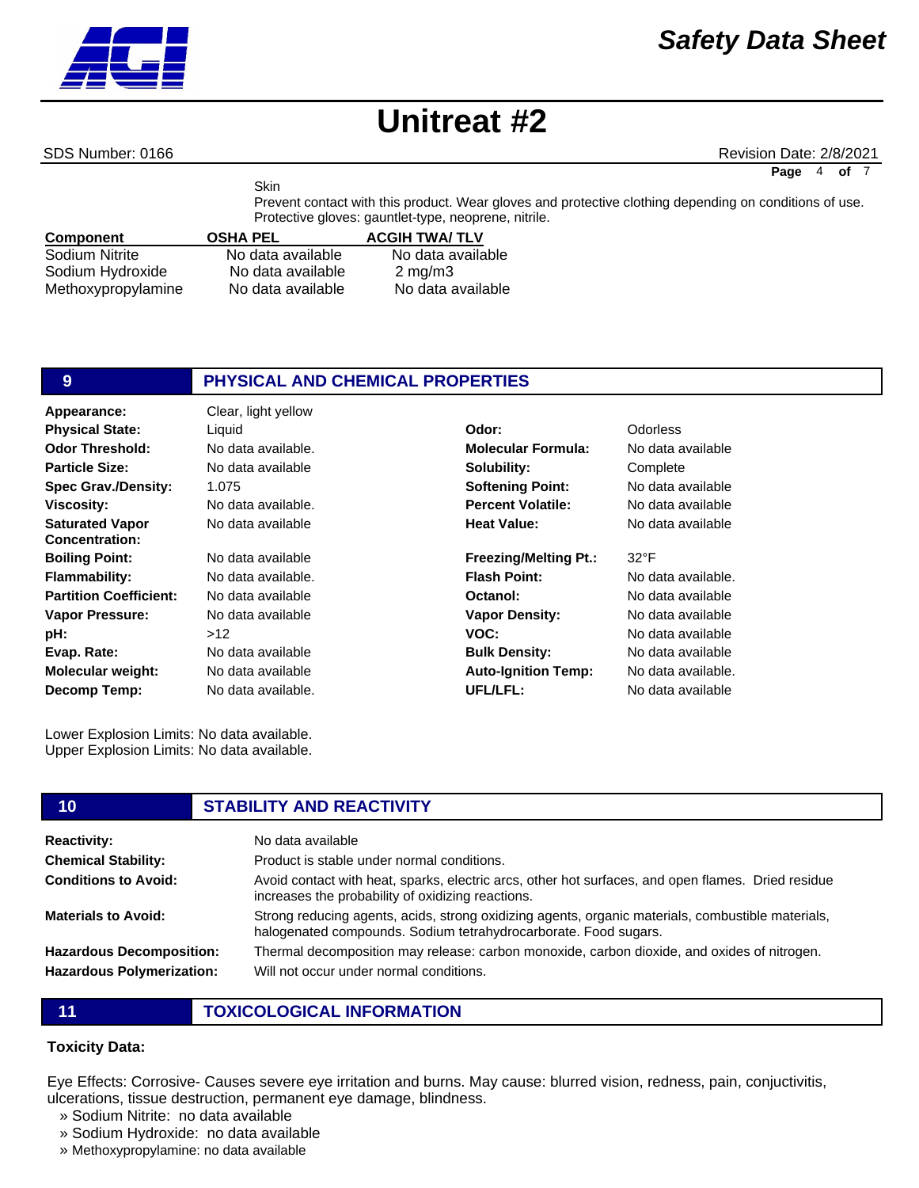Skin

Prevent contact with this product. Wear gloves and protective clothing depending on conditions of use. Protective gloves: gauntlet-type, neoprene, nitrile.

| Component | OSHA PEL | ACGIH TWA/ TLV |
|---|---|---|
| Sodium Nitrite | No data available | No data available |
| Sodium Hydroxide | No data available | 2 mg/m3 |
| Methoxypropylamine | No data available | No data available |

## 9 PHYSICAL AND CHEMICAL PROPERTIES

| | | | |
|---|---|---|---|
| **Appearance:** | Clear, light yellow | | |
| **Physical State:** | Liquid | **Odor:** | Odorless |
| **Odor Threshold:** | No data available. | **Molecular Formula:** | No data available |
| **Particle Size:** | No data available | **Solubility:** | Complete |
| **Spec Grav./Density:** | 1.075 | **Softening Point:** | No data available |
| **Viscosity:** | No data available. | **Percent Volatile:** | No data available |
| **Saturated Vapor Concentration:** | No data available | **Heat Value:** | No data available |
| **Boiling Point:** | No data available | **Freezing/Melting Pt.:** | 32°F |
| **Flammability:** | No data available. | **Flash Point:** | No data available. |
| **Partition Coefficient:** | No data available | **Octanol:** | No data available |
| **Vapor Pressure:** | No data available | **Vapor Density:** | No data available |
| **pH:** | >12 | **VOC:** | No data available |
| **Evap. Rate:** | No data available | **Bulk Density:** | No data available |
| **Molecular weight:** | No data available | **Auto-Ignition Temp:** | No data available. |
| **Decomp Temp:** | No data available. | **UFL/LFL:** | No data available |

Lower Explosion Limits: No data available.
Upper Explosion Limits: No data available.

## 10 STABILITY AND REACTIVITY

**Reactivity:** No data available

**Chemical Stability:** Product is stable under normal conditions.

**Conditions to Avoid:** Avoid contact with heat, sparks, electric arcs, other hot surfaces, and open flames. Dried residue increases the probability of oxidizing reactions.

**Materials to Avoid:** Strong reducing agents, acids, strong oxidizing agents, organic materials, combustible materials, halogenated compounds. Sodium tetrahydrocarborate. Food sugars.

**Hazardous Decomposition:** Thermal decomposition may release: carbon monoxide, carbon dioxide, and oxides of nitrogen.

**Hazardous Polymerization:** Will not occur under normal conditions.

## 11 TOXICOLOGICAL INFORMATION

**Toxicity Data:**

Eye Effects: Corrosive- Causes severe eye irritation and burns. May cause: blurred vision, redness, pain, conjuctivitis, ulcerations, tissue destruction, permanent eye damage, blindness.

» Sodium Nitrite: no data available
» Sodium Hydroxide: no data available
» Methoxypropylamine: no data available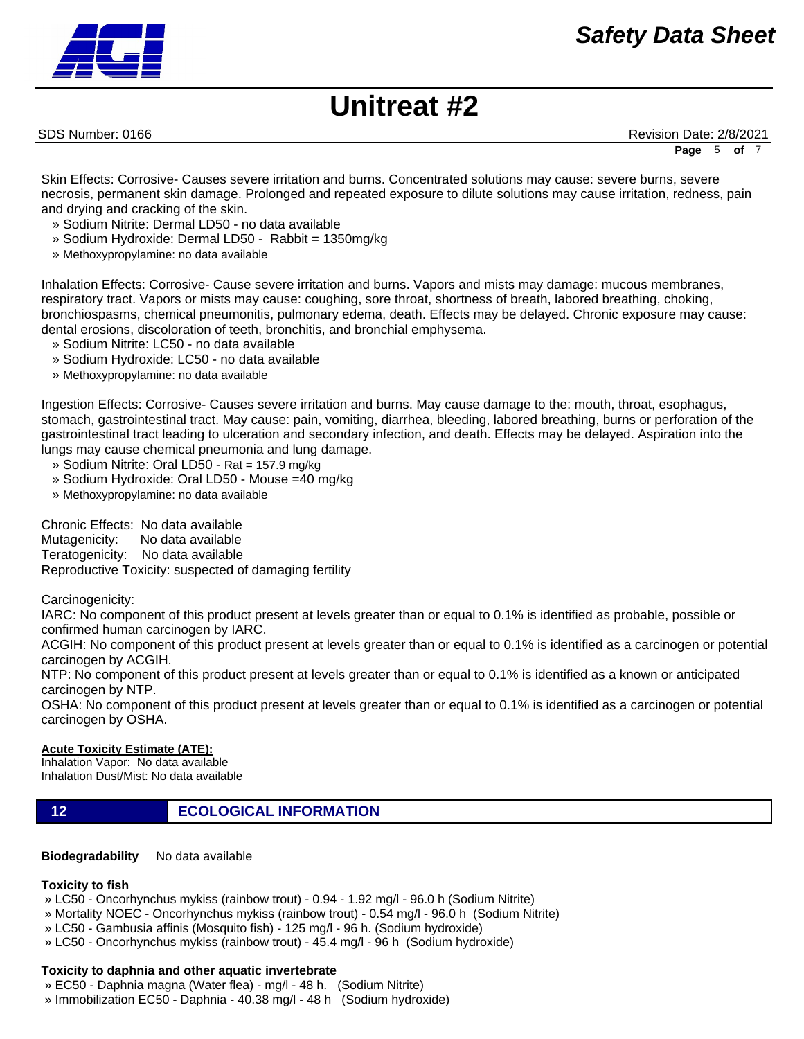Skin Effects: Corrosive- Causes severe irritation and burns. Concentrated solutions may cause: severe burns, severe necrosis, permanent skin damage. Prolonged and repeated exposure to dilute solutions may cause irritation, redness, pain and drying and cracking of the skin.

- » Sodium Nitrite: Dermal LD50 - no data available
- » Sodium Hydroxide: Dermal LD50 - Rabbit = 1350mg/kg
- » Methoxypropylamine: no data available

Inhalation Effects: Corrosive- Cause severe irritation and burns. Vapors and mists may damage: mucous membranes, respiratory tract. Vapors or mists may cause: coughing, sore throat, shortness of breath, labored breathing, choking, bronchiospasms, chemical pneumonitis, pulmonary edema, death. Effects may be delayed. Chronic exposure may cause: dental erosions, discoloration of teeth, bronchitis, and bronchial emphysema.

- » Sodium Nitrite: LC50 - no data available
- » Sodium Hydroxide: LC50 - no data available
- » Methoxypropylamine: no data available

Ingestion Effects: Corrosive- Causes severe irritation and burns. May cause damage to the: mouth, throat, esophagus, stomach, gastrointestinal tract. May cause: pain, vomiting, diarrhea, bleeding, labored breathing, burns or perforation of the gastrointestinal tract leading to ulceration and secondary infection, and death. Effects may be delayed. Aspiration into the lungs may cause chemical pneumonia and lung damage.

- » Sodium Nitrite: Oral LD50 - Rat = 157.9 mg/kg
- » Sodium Hydroxide: Oral LD50 - Mouse =40 mg/kg
- » Methoxypropylamine: no data available

Chronic Effects: No data available
Mutagenicity: No data available
Teratogenicity: No data available
Reproductive Toxicity: suspected of damaging fertility

Carcinogenicity:
IARC: No component of this product present at levels greater than or equal to 0.1% is identified as probable, possible or confirmed human carcinogen by IARC.
ACGIH: No component of this product present at levels greater than or equal to 0.1% is identified as a carcinogen or potential carcinogen by ACGIH.
NTP: No component of this product present at levels greater than or equal to 0.1% is identified as a known or anticipated carcinogen by NTP.
OSHA: No component of this product present at levels greater than or equal to 0.1% is identified as a carcinogen or potential carcinogen by OSHA.

**Acute Toxicity Estimate (ATE):**
Inhalation Vapor: No data available
Inhalation Dust/Mist: No data available

## 12 ECOLOGICAL INFORMATION

**Biodegradability** No data available

**Toxicity to fish**

- » LC50 - Oncorhynchus mykiss (rainbow trout) - 0.94 - 1.92 mg/l - 96.0 h (Sodium Nitrite)
- » Mortality NOEC - Oncorhynchus mykiss (rainbow trout) - 0.54 mg/l - 96.0 h (Sodium Nitrite)
- » LC50 - Gambusia affinis (Mosquito fish) - 125 mg/l - 96 h. (Sodium hydroxide)
- » LC50 - Oncorhynchus mykiss (rainbow trout) - 45.4 mg/l - 96 h (Sodium hydroxide)

**Toxicity to daphnia and other aquatic invertebrate**

- » EC50 - Daphnia magna (Water flea) - mg/l - 48 h. (Sodium Nitrite)
- » Immobilization EC50 - Daphnia - 40.38 mg/l - 48 h (Sodium hydroxide)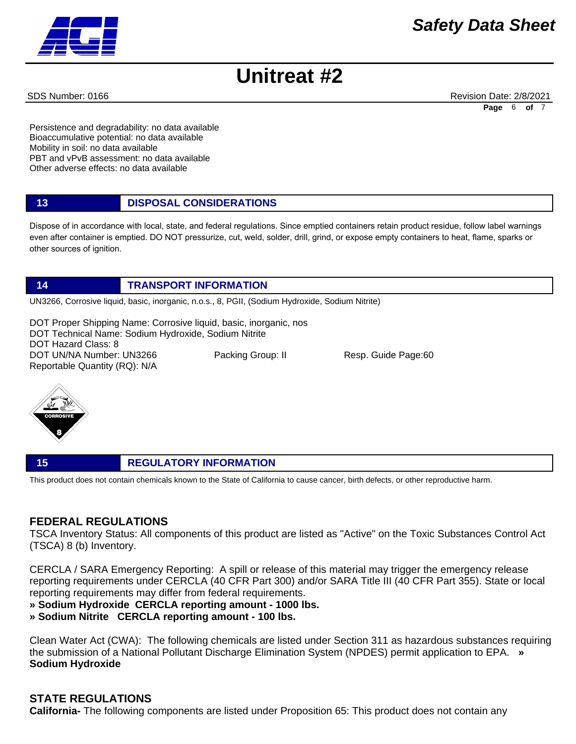Persistence and degradability: no data available
Bioaccumulative potential: no data available
Mobility in soil: no data available
PBT and vPvB assessment: no data available
Other adverse effects: no data available

## 13 DISPOSAL CONSIDERATIONS

Dispose of in accordance with local, state, and federal regulations. Since emptied containers retain product residue, follow label warnings even after container is emptied. DO NOT pressurize, cut, weld, solder, drill, grind, or expose empty containers to heat, flame, sparks or other sources of ignition.

## 14 TRANSPORT INFORMATION

UN3266, Corrosive liquid, basic, inorganic, n.o.s., 8, PGII, (Sodium Hydroxide, Sodium Nitrite)

DOT Proper Shipping Name: Corrosive liquid, basic, inorganic, nos
DOT Technical Name: Sodium Hydroxide, Sodium Nitrite
DOT Hazard Class: 8
DOT UN/NA Number: UN3266 Packing Group: II Resp. Guide Page:60
Reportable Quantity (RQ): N/A

## 15 REGULATORY INFORMATION

This product does not contain chemicals known to the State of California to cause cancer, birth defects, or other reproductive harm.

### FEDERAL REGULATIONS

TSCA Inventory Status: All components of this product are listed as "Active" on the Toxic Substances Control Act (TSCA) 8 (b) Inventory.

CERCLA / SARA Emergency Reporting: A spill or release of this material may trigger the emergency release reporting requirements under CERCLA (40 CFR Part 300) and/or SARA Title III (40 CFR Part 355). State or local reporting requirements may differ from federal requirements.

**» Sodium Hydroxide CERCLA reporting amount - 1000 lbs.**
**» Sodium Nitrite CERCLA reporting amount - 100 lbs.**

Clean Water Act (CWA): The following chemicals are listed under Section 311 as hazardous substances requiring the submission of a National Pollutant Discharge Elimination System (NPDES) permit application to EPA. **» Sodium Hydroxide**

### STATE REGULATIONS

**California-** The following components are listed under Proposition 65: This product does not contain any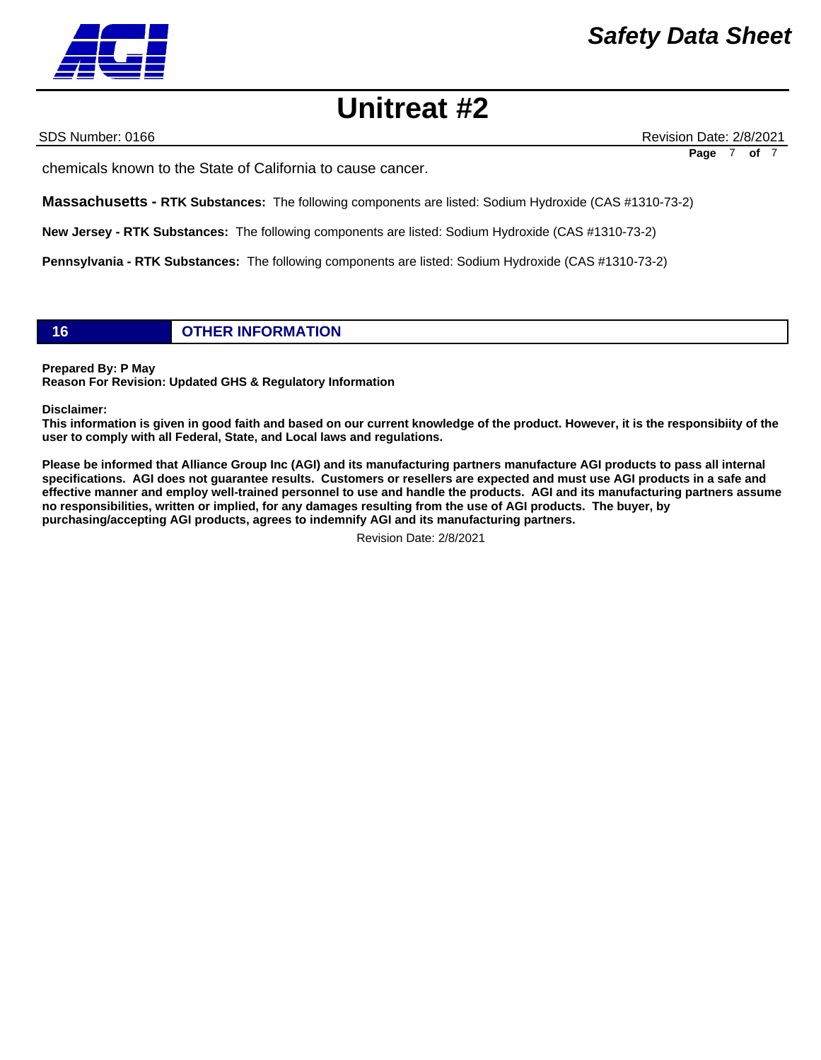chemicals known to the State of California to cause cancer.

**Massachusetts - RTK Substances:** The following components are listed: Sodium Hydroxide (CAS #1310-73-2)

**New Jersey - RTK Substances:** The following components are listed: Sodium Hydroxide (CAS #1310-73-2)

**Pennsylvania - RTK Substances:** The following components are listed: Sodium Hydroxide (CAS #1310-73-2)

## 16 OTHER INFORMATION

**Prepared By: P May**
**Reason For Revision: Updated GHS & Regulatory Information**

**Disclaimer:**
**This information is given in good faith and based on our current knowledge of the product. However, it is the responsibiity of the user to comply with all Federal, State, and Local laws and regulations.**

**Please be informed that Alliance Group Inc (AGI) and its manufacturing partners manufacture AGI products to pass all internal specifications. AGI does not guarantee results. Customers or resellers are expected and must use AGI products in a safe and effective manner and employ well-trained personnel to use and handle the products. AGI and its manufacturing partners assume no responsibilities, written or implied, for any damages resulting from the use of AGI products. The buyer, by purchasing/accepting AGI products, agrees to indemnify AGI and its manufacturing partners.**

Revision Date: 2/8/2021